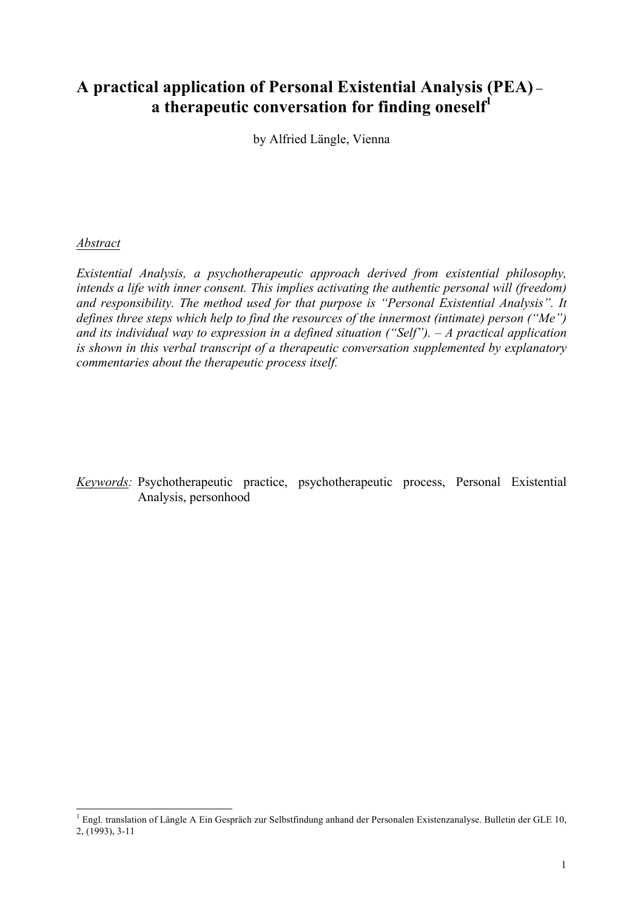# A practical application of Personal Existential Analysis (PEA) – a therapeutic conversation for finding oneself[1]

by Alfried Längle, Vienna

## Abstract

*Existential Analysis, a psychotherapeutic approach derived from existential philosophy, intends a life with inner consent. This implies activating the authentic personal will (freedom) and responsibility. The method used for that purpose is "Personal Existential Analysis". It defines three steps which help to find the resources of the innermost (intimate) person ("Me") and its individual way to expression in a defined situation ("Self"). – A practical application is shown in this verbal transcript of a therapeutic conversation supplemented by explanatory commentaries about the therapeutic process itself.*

*Keywords:* Psychotherapeutic practice, psychotherapeutic process, Personal Existential Analysis, personhood

---

[1] Engl. translation of Längle A Ein Gespräch zur Selbstfindung anhand der Personalen Existenzanalyse. Bulletin der GLE 10, 2, (1993), 3-11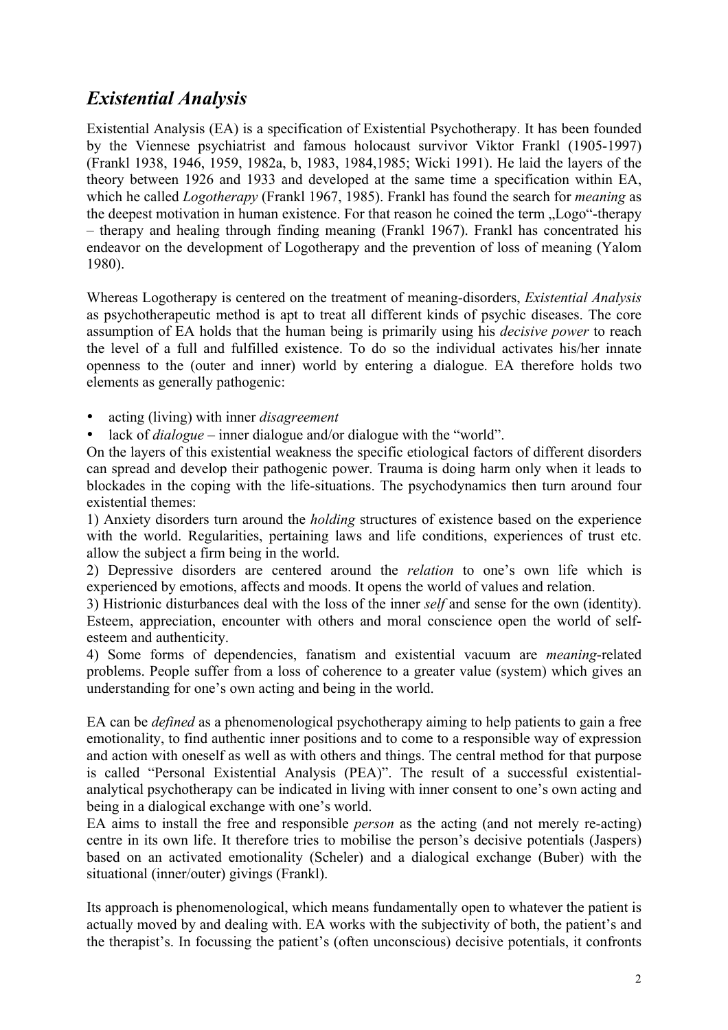## *Existential Analysis*

Existential Analysis (EA) is a specification of Existential Psychotherapy. It has been founded by the Viennese psychiatrist and famous holocaust survivor Viktor Frankl (1905-1997) (Frankl 1938, 1946, 1959, 1982a, b, 1983, 1984,1985; Wicki 1991). He laid the layers of the theory between 1926 and 1933 and developed at the same time a specification within EA, which he called *Logotherapy* (Frankl 1967, 1985). Frankl has found the search for *meaning* as the deepest motivation in human existence. For that reason he coined the term „Logo"-therapy – therapy and healing through finding meaning (Frankl 1967). Frankl has concentrated his endeavor on the development of Logotherapy and the prevention of loss of meaning (Yalom 1980).

Whereas Logotherapy is centered on the treatment of meaning-disorders, *Existential Analysis* as psychotherapeutic method is apt to treat all different kinds of psychic diseases. The core assumption of EA holds that the human being is primarily using his *decisive power* to reach the level of a full and fulfilled existence. To do so the individual activates his/her innate openness to the (outer and inner) world by entering a dialogue. EA therefore holds two elements as generally pathogenic:

- acting (living) with inner *disagreement*
- lack of *dialogue* – inner dialogue and/or dialogue with the "world".

On the layers of this existential weakness the specific etiological factors of different disorders can spread and develop their pathogenic power. Trauma is doing harm only when it leads to blockades in the coping with the life-situations. The psychodynamics then turn around four existential themes:

1) Anxiety disorders turn around the *holding* structures of existence based on the experience with the world. Regularities, pertaining laws and life conditions, experiences of trust etc. allow the subject a firm being in the world.

2) Depressive disorders are centered around the *relation* to one's own life which is experienced by emotions, affects and moods. It opens the world of values and relation.

3) Histrionic disturbances deal with the loss of the inner *self* and sense for the own (identity). Esteem, appreciation, encounter with others and moral conscience open the world of self-esteem and authenticity.

4) Some forms of dependencies, fanatism and existential vacuum are *meaning*-related problems. People suffer from a loss of coherence to a greater value (system) which gives an understanding for one's own acting and being in the world.

EA can be *defined* as a phenomenological psychotherapy aiming to help patients to gain a free emotionality, to find authentic inner positions and to come to a responsible way of expression and action with oneself as well as with others and things. The central method for that purpose is called "Personal Existential Analysis (PEA)". The result of a successful existential-analytical psychotherapy can be indicated in living with inner consent to one's own acting and being in a dialogical exchange with one's world.

EA aims to install the free and responsible *person* as the acting (and not merely re-acting) centre in its own life. It therefore tries to mobilise the person's decisive potentials (Jaspers) based on an activated emotionality (Scheler) and a dialogical exchange (Buber) with the situational (inner/outer) givings (Frankl).

Its approach is phenomenological, which means fundamentally open to whatever the patient is actually moved by and dealing with. EA works with the subjectivity of both, the patient's and the therapist's. In focussing the patient's (often unconscious) decisive potentials, it confronts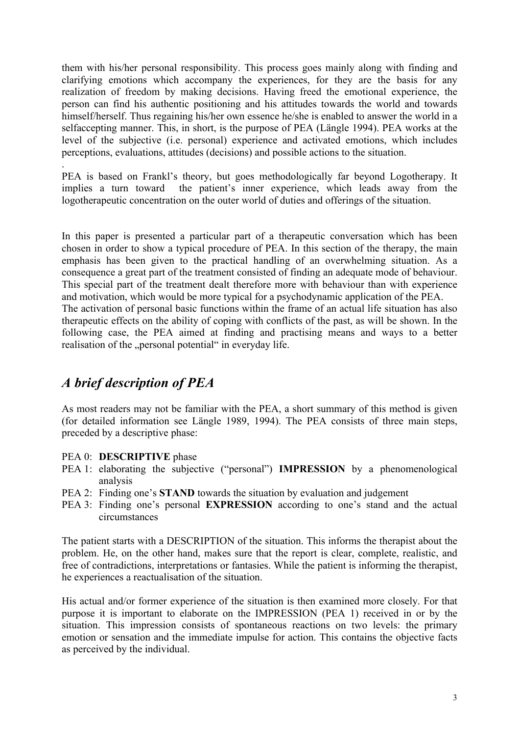them with his/her personal responsibility. This process goes mainly along with finding and clarifying emotions which accompany the experiences, for they are the basis for any realization of freedom by making decisions. Having freed the emotional experience, the person can find his authentic positioning and his attitudes towards the world and towards himself/herself. Thus regaining his/her own essence he/she is enabled to answer the world in a selfaccepting manner. This, in short, is the purpose of PEA (Längle 1994). PEA works at the level of the subjective (i.e. personal) experience and activated emotions, which includes perceptions, evaluations, attitudes (decisions) and possible actions to the situation.

.

PEA is based on Frankl's theory, but goes methodologically far beyond Logotherapy. It implies a turn toward the patient's inner experience, which leads away from the logotherapeutic concentration on the outer world of duties and offerings of the situation.

In this paper is presented a particular part of a therapeutic conversation which has been chosen in order to show a typical procedure of PEA. In this section of the therapy, the main emphasis has been given to the practical handling of an overwhelming situation. As a consequence a great part of the treatment consisted of finding an adequate mode of behaviour. This special part of the treatment dealt therefore more with behaviour than with experience and motivation, which would be more typical for a psychodynamic application of the PEA.
The activation of personal basic functions within the frame of an actual life situation has also therapeutic effects on the ability of coping with conflicts of the past, as will be shown. In the following case, the PEA aimed at finding and practising means and ways to a better realisation of the „personal potential" in everyday life.

## *A brief description of PEA*

As most readers may not be familiar with the PEA, a short summary of this method is given (for detailed information see Längle 1989, 1994). The PEA consists of three main steps, preceded by a descriptive phase:

- PEA 0: **DESCRIPTIVE** phase
- PEA 1: elaborating the subjective ("personal") **IMPRESSION** by a phenomenological analysis
- PEA 2: Finding one's **STAND** towards the situation by evaluation and judgement
- PEA 3: Finding one's personal **EXPRESSION** according to one's stand and the actual circumstances

The patient starts with a DESCRIPTION of the situation. This informs the therapist about the problem. He, on the other hand, makes sure that the report is clear, complete, realistic, and free of contradictions, interpretations or fantasies. While the patient is informing the therapist, he experiences a reactualisation of the situation.

His actual and/or former experience of the situation is then examined more closely. For that purpose it is important to elaborate on the IMPRESSION (PEA 1) received in or by the situation. This impression consists of spontaneous reactions on two levels: the primary emotion or sensation and the immediate impulse for action. This contains the objective facts as perceived by the individual.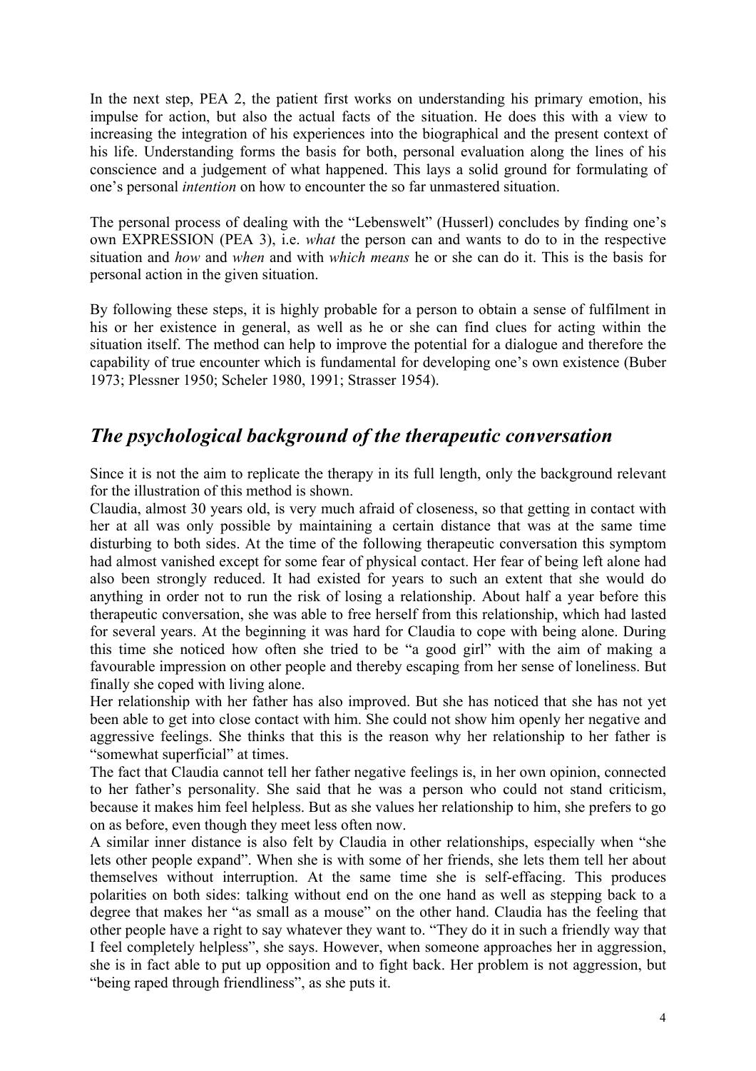In the next step, PEA 2, the patient first works on understanding his primary emotion, his impulse for action, but also the actual facts of the situation. He does this with a view to increasing the integration of his experiences into the biographical and the present context of his life. Understanding forms the basis for both, personal evaluation along the lines of his conscience and a judgement of what happened. This lays a solid ground for formulating of one's personal *intention* on how to encounter the so far unmastered situation.

The personal process of dealing with the "Lebenswelt" (Husserl) concludes by finding one's own EXPRESSION (PEA 3), i.e. *what* the person can and wants to do to in the respective situation and *how* and *when* and with *which means* he or she can do it. This is the basis for personal action in the given situation.

By following these steps, it is highly probable for a person to obtain a sense of fulfilment in his or her existence in general, as well as he or she can find clues for acting within the situation itself. The method can help to improve the potential for a dialogue and therefore the capability of true encounter which is fundamental for developing one's own existence (Buber 1973; Plessner 1950; Scheler 1980, 1991; Strasser 1954).

## *The psychological background of the therapeutic conversation*

Since it is not the aim to replicate the therapy in its full length, only the background relevant for the illustration of this method is shown.

Claudia, almost 30 years old, is very much afraid of closeness, so that getting in contact with her at all was only possible by maintaining a certain distance that was at the same time disturbing to both sides. At the time of the following therapeutic conversation this symptom had almost vanished except for some fear of physical contact. Her fear of being left alone had also been strongly reduced. It had existed for years to such an extent that she would do anything in order not to run the risk of losing a relationship. About half a year before this therapeutic conversation, she was able to free herself from this relationship, which had lasted for several years. At the beginning it was hard for Claudia to cope with being alone. During this time she noticed how often she tried to be "a good girl" with the aim of making a favourable impression on other people and thereby escaping from her sense of loneliness. But finally she coped with living alone.

Her relationship with her father has also improved. But she has noticed that she has not yet been able to get into close contact with him. She could not show him openly her negative and aggressive feelings. She thinks that this is the reason why her relationship to her father is "somewhat superficial" at times.

The fact that Claudia cannot tell her father negative feelings is, in her own opinion, connected to her father's personality. She said that he was a person who could not stand criticism, because it makes him feel helpless. But as she values her relationship to him, she prefers to go on as before, even though they meet less often now.

A similar inner distance is also felt by Claudia in other relationships, especially when "she lets other people expand". When she is with some of her friends, she lets them tell her about themselves without interruption. At the same time she is self-effacing. This produces polarities on both sides: talking without end on the one hand as well as stepping back to a degree that makes her "as small as a mouse" on the other hand. Claudia has the feeling that other people have a right to say whatever they want to. "They do it in such a friendly way that I feel completely helpless", she says. However, when someone approaches her in aggression, she is in fact able to put up opposition and to fight back. Her problem is not aggression, but "being raped through friendliness", as she puts it.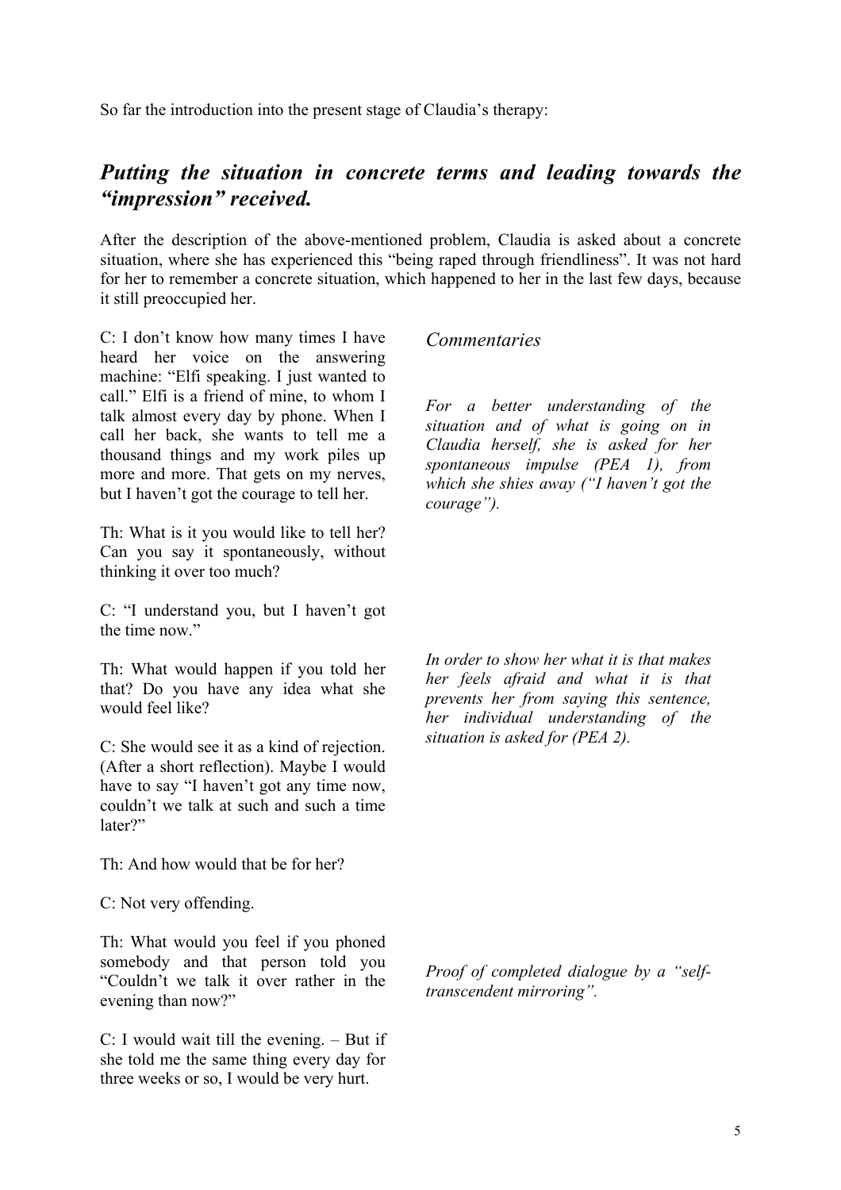So far the introduction into the present stage of Claudia's therapy:

## *Putting the situation in concrete terms and leading towards the "impression" received.*

After the description of the above-mentioned problem, Claudia is asked about a concrete situation, where she has experienced this "being raped through friendliness". It was not hard for her to remember a concrete situation, which happened to her in the last few days, because it still preoccupied her.

*Commentaries*

C: I don't know how many times I have heard her voice on the answering machine: "Elfi speaking. I just wanted to call." Elfi is a friend of mine, to whom I talk almost every day by phone. When I call her back, she wants to tell me a thousand things and my work piles up more and more. That gets on my nerves, but I haven't got the courage to tell her.

*For a better understanding of the situation and of what is going on in Claudia herself, she is asked for her spontaneous impulse (PEA 1), from which she shies away ("I haven't got the courage").*

Th: What is it you would like to tell her? Can you say it spontaneously, without thinking it over too much?

C: "I understand you, but I haven't got the time now."

Th: What would happen if you told her that? Do you have any idea what she would feel like?

*In order to show her what it is that makes her feels afraid and what it is that prevents her from saying this sentence, her individual understanding of the situation is asked for (PEA 2).*

C: She would see it as a kind of rejection. (After a short reflection). Maybe I would have to say "I haven't got any time now, couldn't we talk at such and such a time later?"

Th: And how would that be for her?

C: Not very offending.

Th: What would you feel if you phoned somebody and that person told you "Couldn't we talk it over rather in the evening than now?"

*Proof of completed dialogue by a "self-transcendent mirroring".*

C: I would wait till the evening. – But if she told me the same thing every day for three weeks or so, I would be very hurt.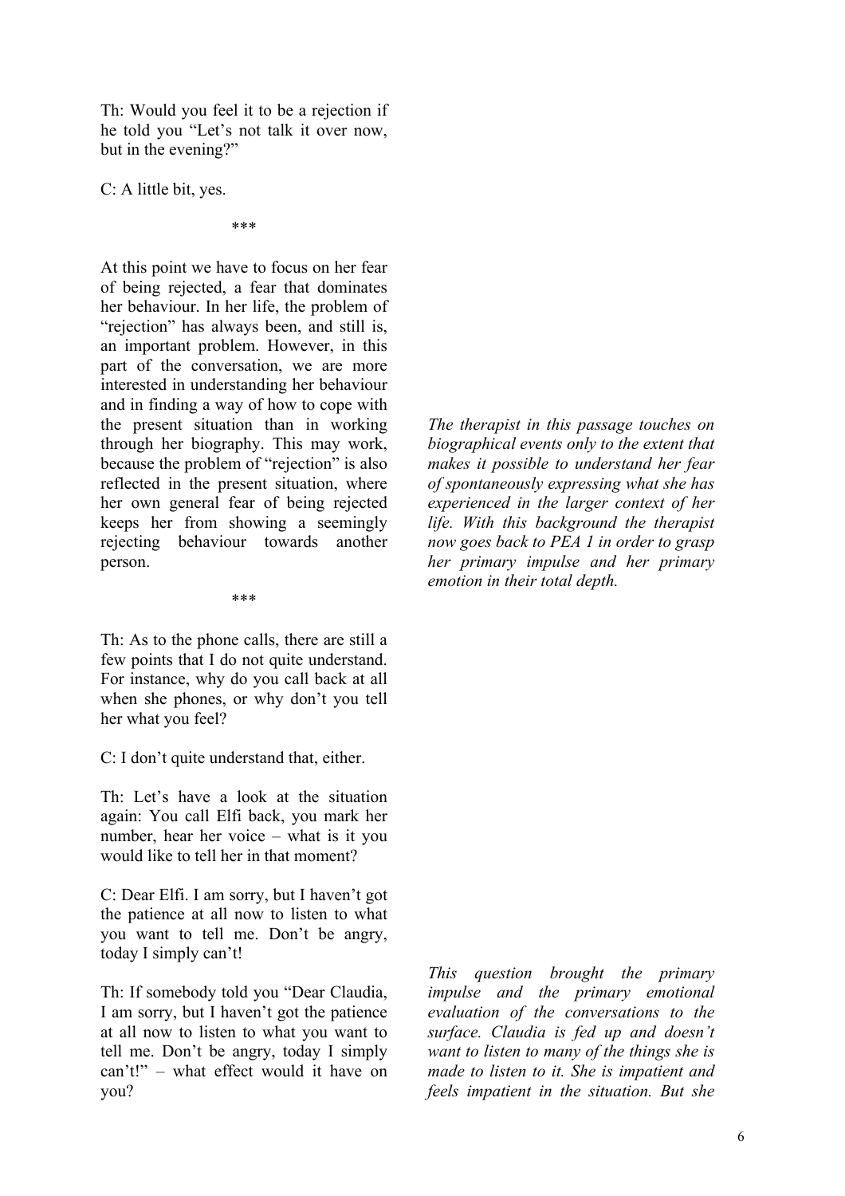Th: Would you feel it to be a rejection if he told you "Let's not talk it over now, but in the evening?"

C: A little bit, yes.

\*\*\*

At this point we have to focus on her fear of being rejected, a fear that dominates her behaviour. In her life, the problem of "rejection" has always been, and still is, an important problem. However, in this part of the conversation, we are more interested in understanding her behaviour and in finding a way of how to cope with the present situation than in working through her biography. This may work, because the problem of "rejection" is also reflected in the present situation, where her own general fear of being rejected keeps her from showing a seemingly rejecting behaviour towards another person.

*The therapist in this passage touches on biographical events only to the extent that makes it possible to understand her fear of spontaneously expressing what she has experienced in the larger context of her life. With this background the therapist now goes back to PEA 1 in order to grasp her primary impulse and her primary emotion in their total depth.*

\*\*\*

Th: As to the phone calls, there are still a few points that I do not quite understand. For instance, why do you call back at all when she phones, or why don't you tell her what you feel?

C: I don't quite understand that, either.

Th: Let's have a look at the situation again: You call Elfi back, you mark her number, hear her voice – what is it you would like to tell her in that moment?

C: Dear Elfi. I am sorry, but I haven't got the patience at all now to listen to what you want to tell me. Don't be angry, today I simply can't!

Th: If somebody told you "Dear Claudia, I am sorry, but I haven't got the patience at all now to listen to what you want to tell me. Don't be angry, today I simply can't!" – what effect would it have on you?

*This question brought the primary impulse and the primary emotional evaluation of the conversations to the surface. Claudia is fed up and doesn't want to listen to many of the things she is made to listen to it. She is impatient and feels impatient in the situation. But she*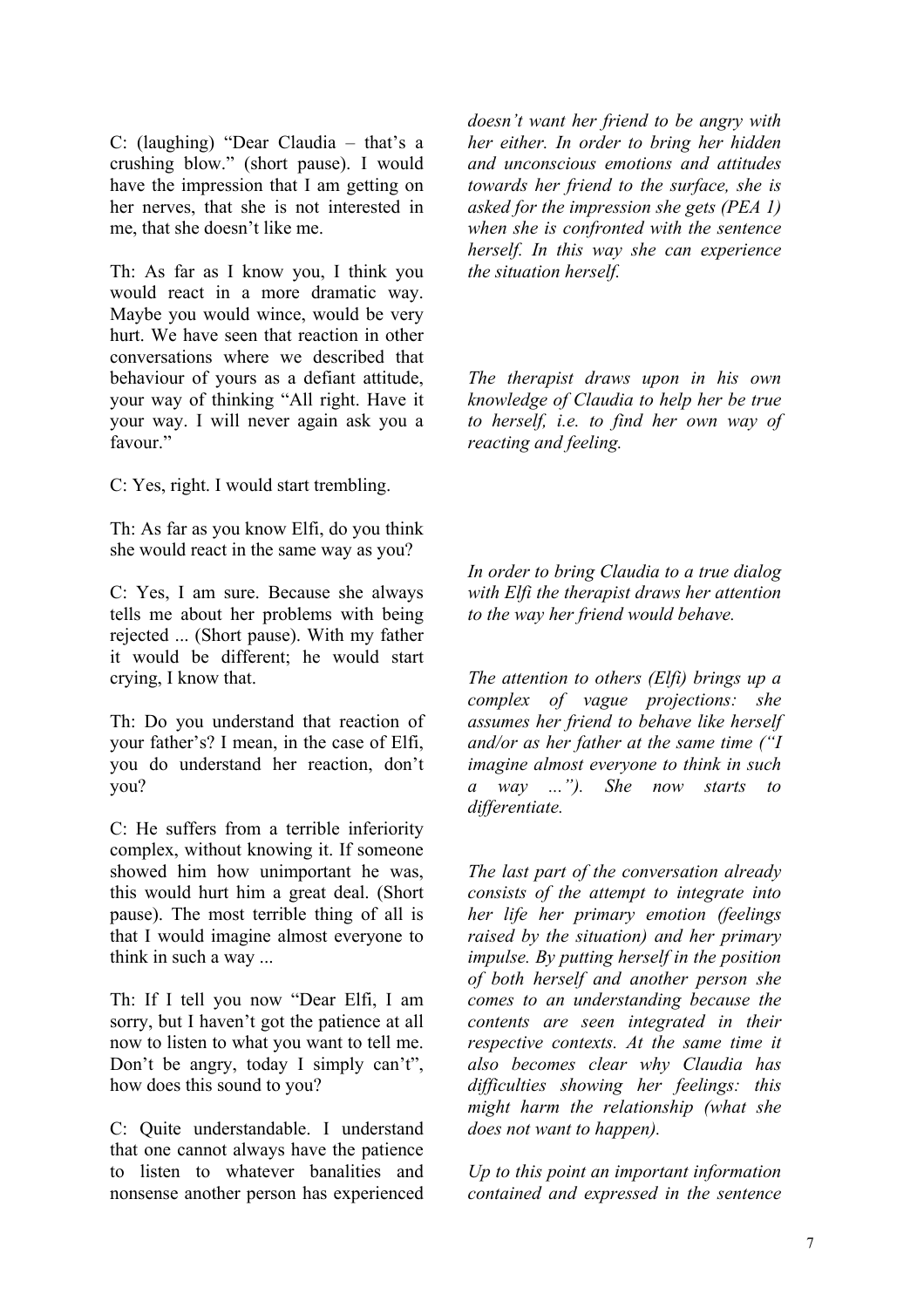C: (laughing) "Dear Claudia – that's a crushing blow." (short pause). I would have the impression that I am getting on her nerves, that she is not interested in me, that she doesn't like me.

*doesn't want her friend to be angry with her either. In order to bring her hidden and unconscious emotions and attitudes towards her friend to the surface, she is asked for the impression she gets (PEA 1) when she is confronted with the sentence herself. In this way she can experience the situation herself.*

Th: As far as I know you, I think you would react in a more dramatic way. Maybe you would wince, would be very hurt. We have seen that reaction in other conversations where we described that behaviour of yours as a defiant attitude, your way of thinking "All right. Have it your way. I will never again ask you a favour."

*The therapist draws upon in his own knowledge of Claudia to help her be true to herself, i.e. to find her own way of reacting and feeling.*

C: Yes, right. I would start trembling.

Th: As far as you know Elfi, do you think she would react in the same way as you?

*In order to bring Claudia to a true dialog with Elfi the therapist draws her attention to the way her friend would behave.*

C: Yes, I am sure. Because she always tells me about her problems with being rejected ... (Short pause). With my father it would be different; he would start crying, I know that.

*The attention to others (Elfi) brings up a complex of vague projections: she assumes her friend to behave like herself and/or as her father at the same time ("I imagine almost everyone to think in such a way ..."). She now starts to differentiate.*

Th: Do you understand that reaction of your father's? I mean, in the case of Elfi, you do understand her reaction, don't you?

C: He suffers from a terrible inferiority complex, without knowing it. If someone showed him how unimportant he was, this would hurt him a great deal. (Short pause). The most terrible thing of all is that I would imagine almost everyone to think in such a way ...

*The last part of the conversation already consists of the attempt to integrate into her life her primary emotion (feelings raised by the situation) and her primary impulse. By putting herself in the position of both herself and another person she comes to an understanding because the contents are seen integrated in their respective contexts. At the same time it also becomes clear why Claudia has difficulties showing her feelings: this might harm the relationship (what she does not want to happen).*

Th: If I tell you now "Dear Elfi, I am sorry, but I haven't got the patience at all now to listen to what you want to tell me. Don't be angry, today I simply can't", how does this sound to you?

C: Quite understandable. I understand that one cannot always have the patience to listen to whatever banalities and nonsense another person has experienced

*Up to this point an important information contained and expressed in the sentence*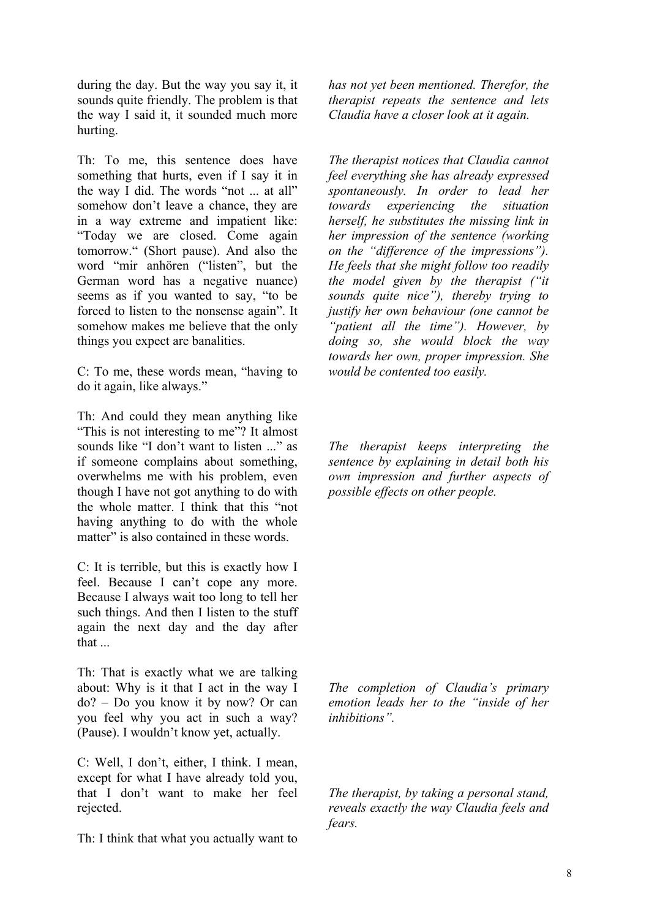during the day. But the way you say it, it sounds quite friendly. The problem is that the way I said it, it sounded much more hurting.

*has not yet been mentioned. Therefor, the therapist repeats the sentence and lets Claudia have a closer look at it again.*

Th: To me, this sentence does have something that hurts, even if I say it in the way I did. The words "not ... at all" somehow don't leave a chance, they are in a way extreme and impatient like: "Today we are closed. Come again tomorrow." (Short pause). And also the word "mir anhören ("listen", but the German word has a negative nuance) seems as if you wanted to say, "to be forced to listen to the nonsense again". It somehow makes me believe that the only things you expect are banalities.

*The therapist notices that Claudia cannot feel everything she has already expressed spontaneously. In order to lead her towards experiencing the situation herself, he substitutes the missing link in her impression of the sentence (working on the "difference of the impressions"). He feels that she might follow too readily the model given by the therapist ("it sounds quite nice"), thereby trying to justify her own behaviour (one cannot be "patient all the time"). However, by doing so, she would block the way towards her own, proper impression. She would be contented too easily.*

C: To me, these words mean, "having to do it again, like always."

Th: And could they mean anything like "This is not interesting to me"? It almost sounds like "I don't want to listen ..." as if someone complains about something, overwhelms me with his problem, even though I have not got anything to do with the whole matter. I think that this "not having anything to do with the whole matter" is also contained in these words.

*The therapist keeps interpreting the sentence by explaining in detail both his own impression and further aspects of possible effects on other people.*

C: It is terrible, but this is exactly how I feel. Because I can't cope any more. Because I always wait too long to tell her such things. And then I listen to the stuff again the next day and the day after that ...

Th: That is exactly what we are talking about: Why is it that I act in the way I do? – Do you know it by now? Or can you feel why you act in such a way? (Pause). I wouldn't know yet, actually.

*The completion of Claudia's primary emotion leads her to the "inside of her inhibitions".*

C: Well, I don't, either, I think. I mean, except for what I have already told you, that I don't want to make her feel rejected.

*The therapist, by taking a personal stand, reveals exactly the way Claudia feels and fears.*

Th: I think that what you actually want to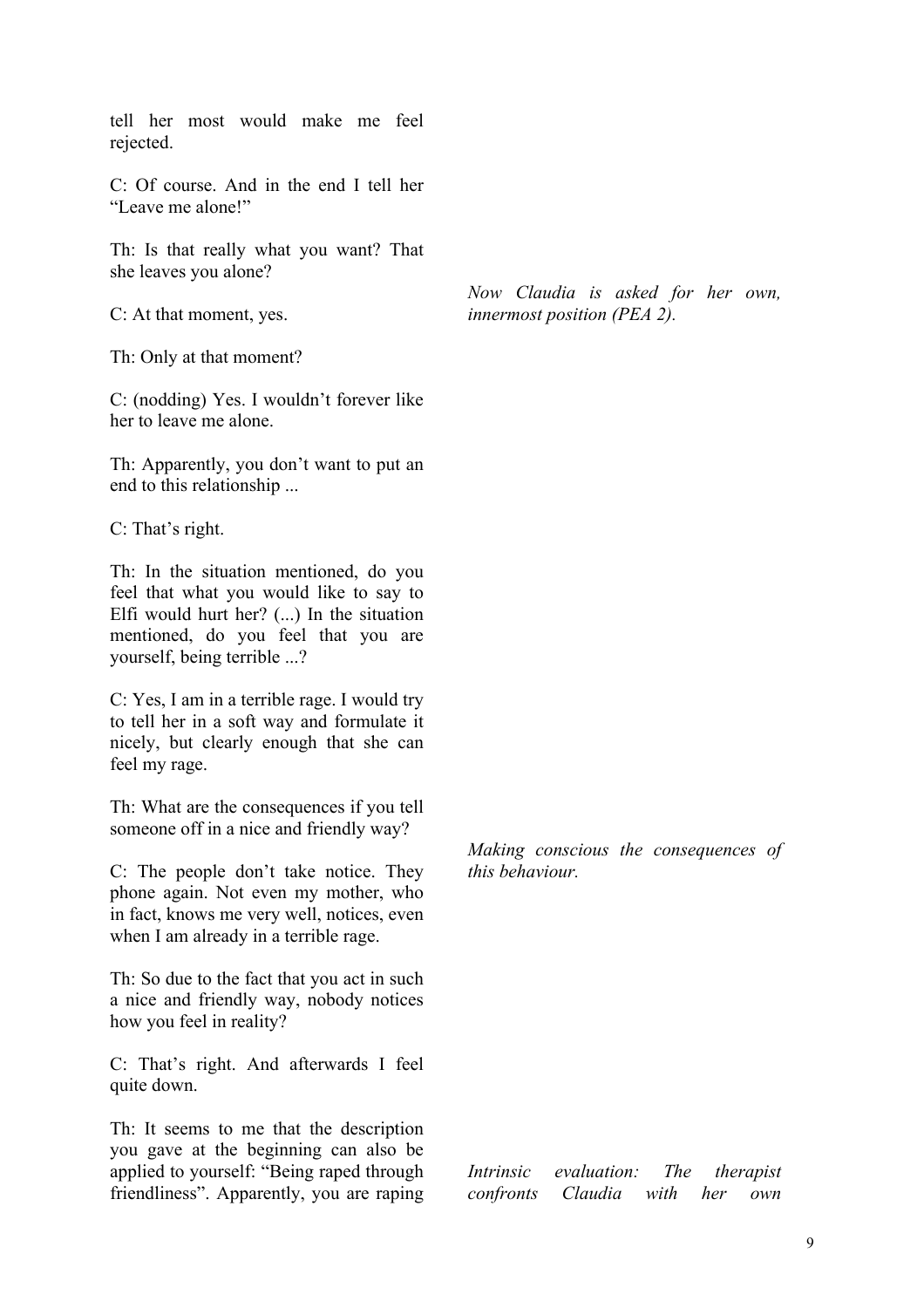tell her most would make me feel rejected.

C: Of course. And in the end I tell her "Leave me alone!"

Th: Is that really what you want? That she leaves you alone?

*Now Claudia is asked for her own, innermost position (PEA 2).*

C: At that moment, yes.

Th: Only at that moment?

C: (nodding) Yes. I wouldn't forever like her to leave me alone.

Th: Apparently, you don't want to put an end to this relationship ...

C: That's right.

Th: In the situation mentioned, do you feel that what you would like to say to Elfi would hurt her? (...) In the situation mentioned, do you feel that you are yourself, being terrible ...?

C: Yes, I am in a terrible rage. I would try to tell her in a soft way and formulate it nicely, but clearly enough that she can feel my rage.

Th: What are the consequences if you tell someone off in a nice and friendly way?

*Making conscious the consequences of this behaviour.*

C: The people don't take notice. They phone again. Not even my mother, who in fact, knows me very well, notices, even when I am already in a terrible rage.

Th: So due to the fact that you act in such a nice and friendly way, nobody notices how you feel in reality?

C: That's right. And afterwards I feel quite down.

Th: It seems to me that the description you gave at the beginning can also be applied to yourself: "Being raped through friendliness". Apparently, you are raping

*Intrinsic evaluation: The therapist confronts Claudia with her own*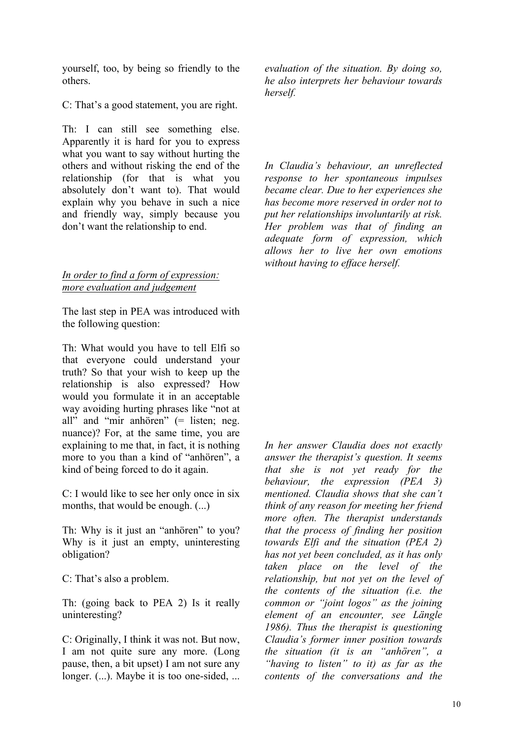yourself, too, by being so friendly to the others.

*evaluation of the situation. By doing so, he also interprets her behaviour towards herself.*

C: That's a good statement, you are right.

Th: I can still see something else. Apparently it is hard for you to express what you want to say without hurting the others and without risking the end of the relationship (for that is what you absolutely don't want to). That would explain why you behave in such a nice and friendly way, simply because you don't want the relationship to end.

*In Claudia's behaviour, an unreflected response to her spontaneous impulses became clear. Due to her experiences she has become more reserved in order not to put her relationships involuntarily at risk. Her problem was that of finding an adequate form of expression, which allows her to live her own emotions without having to efface herself.*

<u>*In order to find a form of expression: more evaluation and judgement*</u>

The last step in PEA was introduced with the following question:

Th: What would you have to tell Elfi so that everyone could understand your truth? So that your wish to keep up the relationship is also expressed? How would you formulate it in an acceptable way avoiding hurting phrases like "not at all" and "mir anhören" (= listen; neg. nuance)? For, at the same time, you are explaining to me that, in fact, it is nothing more to you than a kind of "anhören", a kind of being forced to do it again.

C: I would like to see her only once in six months, that would be enough. (...)

Th: Why is it just an "anhören" to you? Why is it just an empty, uninteresting obligation?

C: That's also a problem.

Th: (going back to PEA 2) Is it really uninteresting?

C: Originally, I think it was not. But now, I am not quite sure any more. (Long pause, then, a bit upset) I am not sure any longer. (...). Maybe it is too one-sided, ...

*In her answer Claudia does not exactly answer the therapist's question. It seems that she is not yet ready for the behaviour, the expression (PEA 3) mentioned. Claudia shows that she can't think of any reason for meeting her friend more often. The therapist understands that the process of finding her position towards Elfi and the situation (PEA 2) has not yet been concluded, as it has only taken place on the level of the relationship, but not yet on the level of the contents of the situation (i.e. the common or "joint logos" as the joining element of an encounter, see Längle 1986). Thus the therapist is questioning Claudia's former inner position towards the situation (it is an "anhören", a "having to listen" to it) as far as the contents of the conversations and the*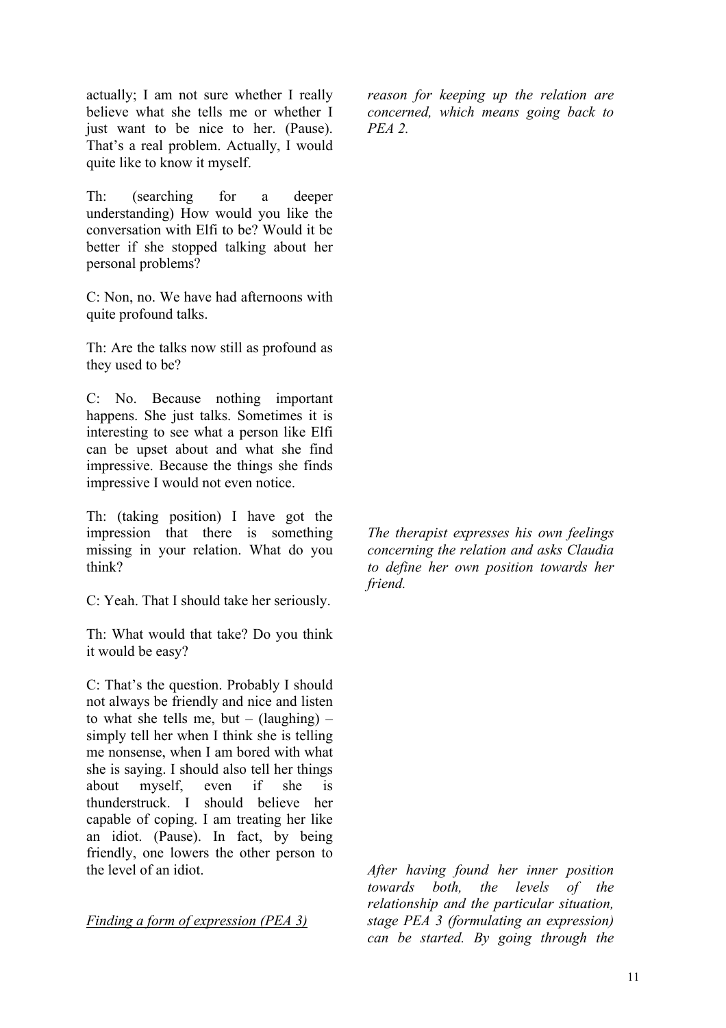actually; I am not sure whether I really believe what she tells me or whether I just want to be nice to her. (Pause). That's a real problem. Actually, I would quite like to know it myself.

*reason for keeping up the relation are concerned, which means going back to PEA 2.*

Th: (searching for a deeper understanding) How would you like the conversation with Elfi to be? Would it be better if she stopped talking about her personal problems?

C: Non, no. We have had afternoons with quite profound talks.

Th: Are the talks now still as profound as they used to be?

C: No. Because nothing important happens. She just talks. Sometimes it is interesting to see what a person like Elfi can be upset about and what she find impressive. Because the things she finds impressive I would not even notice.

Th: (taking position) I have got the impression that there is something missing in your relation. What do you think?

*The therapist expresses his own feelings concerning the relation and asks Claudia to define her own position towards her friend.*

C: Yeah. That I should take her seriously.

Th: What would that take? Do you think it would be easy?

C: That's the question. Probably I should not always be friendly and nice and listen to what she tells me, but – (laughing) – simply tell her when I think she is telling me nonsense, when I am bored with what she is saying. I should also tell her things about myself, even if she is thunderstruck. I should believe her capable of coping. I am treating her like an idiot. (Pause). In fact, by being friendly, one lowers the other person to the level of an idiot.

*After having found her inner position towards both, the levels of the relationship and the particular situation, stage PEA 3 (formulating an expression) can be started. By going through the*

<u>*Finding a form of expression (PEA 3)*</u>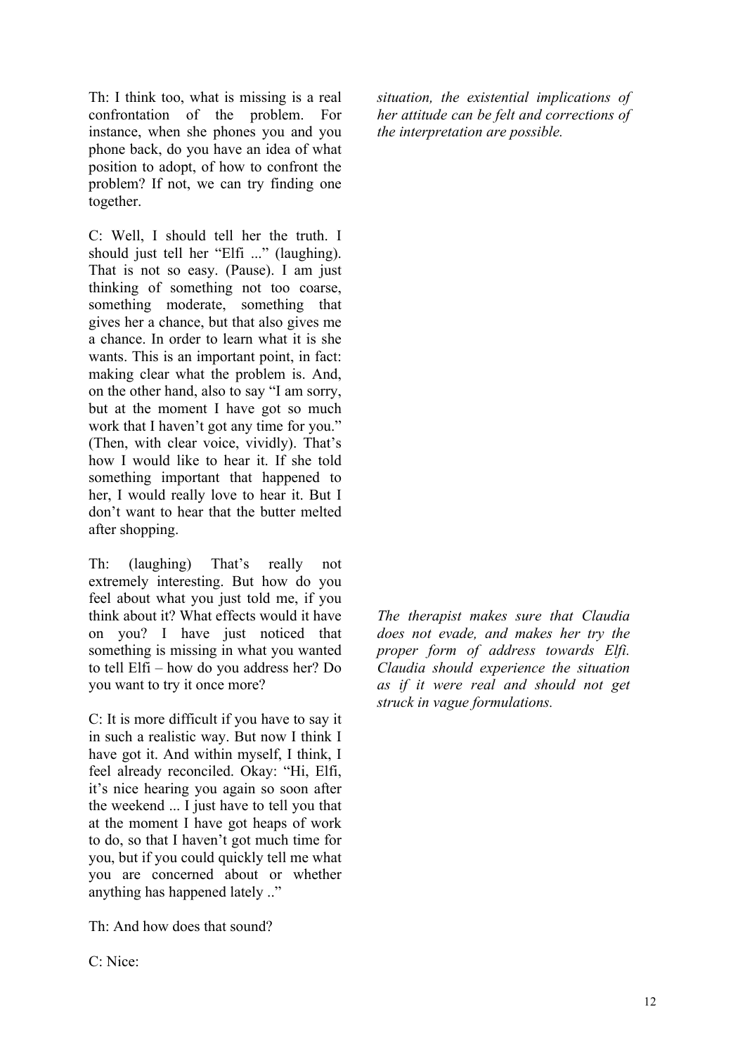Th: I think too, what is missing is a real confrontation of the problem. For instance, when she phones you and you phone back, do you have an idea of what position to adopt, of how to confront the problem? If not, we can try finding one together.

*situation, the existential implications of her attitude can be felt and corrections of the interpretation are possible.*

C: Well, I should tell her the truth. I should just tell her "Elfi ..." (laughing). That is not so easy. (Pause). I am just thinking of something not too coarse, something moderate, something that gives her a chance, but that also gives me a chance. In order to learn what it is she wants. This is an important point, in fact: making clear what the problem is. And, on the other hand, also to say "I am sorry, but at the moment I have got so much work that I haven't got any time for you." (Then, with clear voice, vividly). That's how I would like to hear it. If she told something important that happened to her, I would really love to hear it. But I don't want to hear that the butter melted after shopping.

Th: (laughing) That's really not extremely interesting. But how do you feel about what you just told me, if you think about it? What effects would it have on you? I have just noticed that something is missing in what you wanted to tell Elfi – how do you address her? Do you want to try it once more?

*The therapist makes sure that Claudia does not evade, and makes her try the proper form of address towards Elfi. Claudia should experience the situation as if it were real and should not get struck in vague formulations.*

C: It is more difficult if you have to say it in such a realistic way. But now I think I have got it. And within myself, I think, I feel already reconciled. Okay: "Hi, Elfi, it's nice hearing you again so soon after the weekend ... I just have to tell you that at the moment I have got heaps of work to do, so that I haven't got much time for you, but if you could quickly tell me what you are concerned about or whether anything has happened lately .."

Th: And how does that sound?

C: Nice: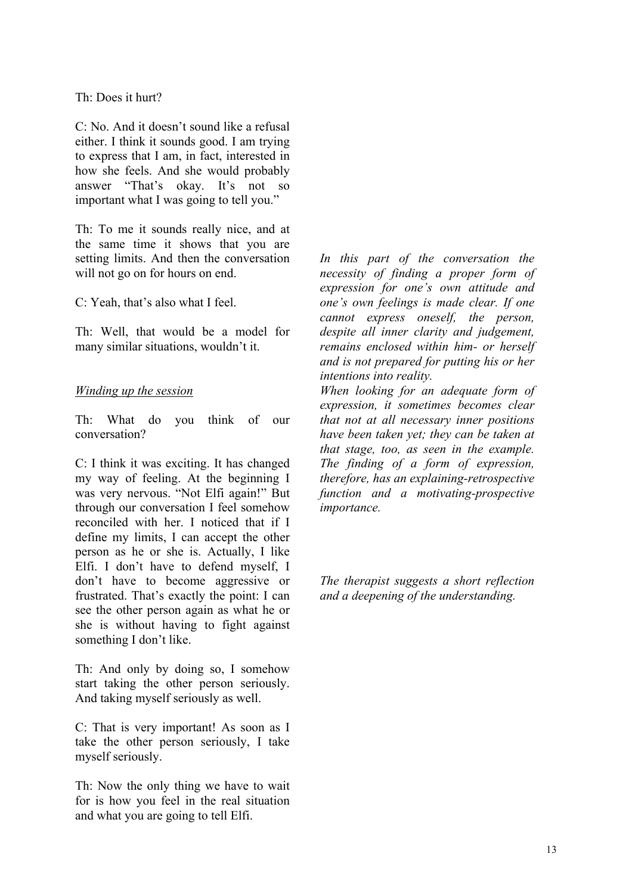Th: Does it hurt?

C: No. And it doesn't sound like a refusal either. I think it sounds good. I am trying to express that I am, in fact, interested in how she feels. And she would probably answer "That's okay. It's not so important what I was going to tell you."

Th: To me it sounds really nice, and at the same time it shows that you are setting limits. And then the conversation will not go on for hours on end.

*In this part of the conversation the necessity of finding a proper form of expression for one's own attitude and one's own feelings is made clear. If one cannot express oneself, the person, despite all inner clarity and judgement, remains enclosed within him- or herself and is not prepared for putting his or her intentions into reality.*

C: Yeah, that's also what I feel.

Th: Well, that would be a model for many similar situations, wouldn't it.

*When looking for an adequate form of expression, it sometimes becomes clear that not at all necessary inner positions have been taken yet; they can be taken at that stage, too, as seen in the example. The finding of a form of expression, therefore, has an explaining-retrospective function and a motivating-prospective importance.*

<u>*Winding up the session*</u>

Th: What do you think of our conversation?

*The therapist suggests a short reflection and a deepening of the understanding.*

C: I think it was exciting. It has changed my way of feeling. At the beginning I was very nervous. "Not Elfi again!" But through our conversation I feel somehow reconciled with her. I noticed that if I define my limits, I can accept the other person as he or she is. Actually, I like Elfi. I don't have to defend myself, I don't have to become aggressive or frustrated. That's exactly the point: I can see the other person again as what he or she is without having to fight against something I don't like.

Th: And only by doing so, I somehow start taking the other person seriously. And taking myself seriously as well.

C: That is very important! As soon as I take the other person seriously, I take myself seriously.

Th: Now the only thing we have to wait for is how you feel in the real situation and what you are going to tell Elfi.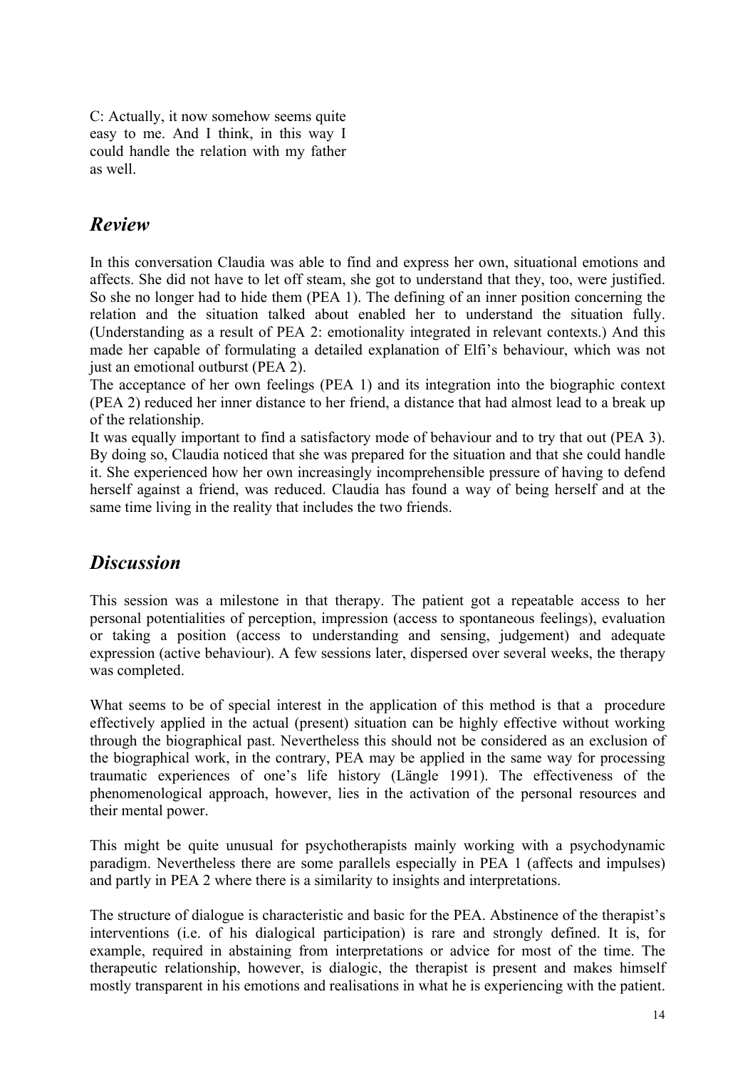C: Actually, it now somehow seems quite easy to me. And I think, in this way I could handle the relation with my father as well.

## *Review*

In this conversation Claudia was able to find and express her own, situational emotions and affects. She did not have to let off steam, she got to understand that they, too, were justified. So she no longer had to hide them (PEA 1). The defining of an inner position concerning the relation and the situation talked about enabled her to understand the situation fully. (Understanding as a result of PEA 2: emotionality integrated in relevant contexts.) And this made her capable of formulating a detailed explanation of Elfi's behaviour, which was not just an emotional outburst (PEA 2).
The acceptance of her own feelings (PEA 1) and its integration into the biographic context (PEA 2) reduced her inner distance to her friend, a distance that had almost lead to a break up of the relationship.
It was equally important to find a satisfactory mode of behaviour and to try that out (PEA 3). By doing so, Claudia noticed that she was prepared for the situation and that she could handle it. She experienced how her own increasingly incomprehensible pressure of having to defend herself against a friend, was reduced. Claudia has found a way of being herself and at the same time living in the reality that includes the two friends.

## *Discussion*

This session was a milestone in that therapy. The patient got a repeatable access to her personal potentialities of perception, impression (access to spontaneous feelings), evaluation or taking a position (access to understanding and sensing, judgement) and adequate expression (active behaviour). A few sessions later, dispersed over several weeks, the therapy was completed.

What seems to be of special interest in the application of this method is that a procedure effectively applied in the actual (present) situation can be highly effective without working through the biographical past. Nevertheless this should not be considered as an exclusion of the biographical work, in the contrary, PEA may be applied in the same way for processing traumatic experiences of one's life history (Längle 1991). The effectiveness of the phenomenological approach, however, lies in the activation of the personal resources and their mental power.

This might be quite unusual for psychotherapists mainly working with a psychodynamic paradigm. Nevertheless there are some parallels especially in PEA 1 (affects and impulses) and partly in PEA 2 where there is a similarity to insights and interpretations.

The structure of dialogue is characteristic and basic for the PEA. Abstinence of the therapist's interventions (i.e. of his dialogical participation) is rare and strongly defined. It is, for example, required in abstaining from interpretations or advice for most of the time. The therapeutic relationship, however, is dialogic, the therapist is present and makes himself mostly transparent in his emotions and realisations in what he is experiencing with the patient.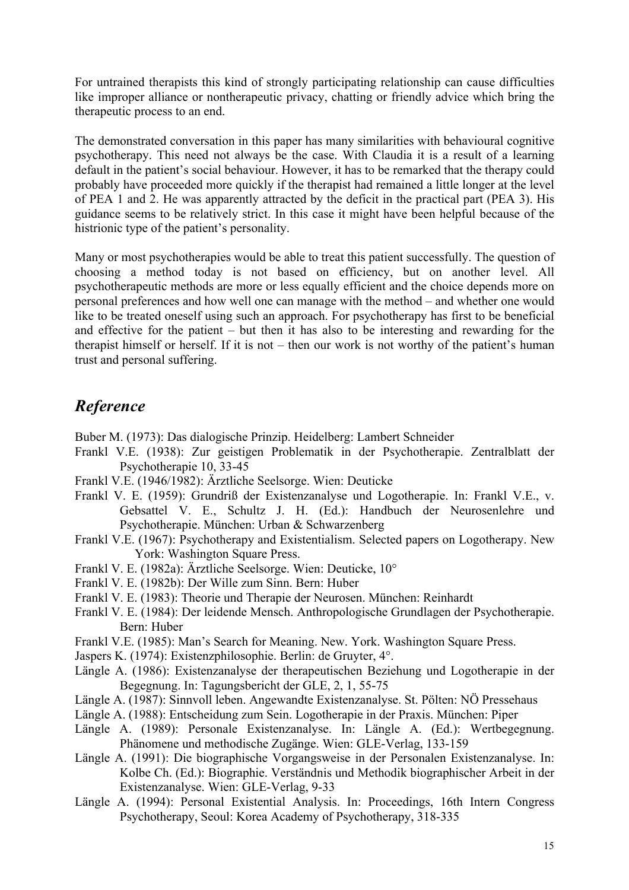For untrained therapists this kind of strongly participating relationship can cause difficulties like improper alliance or nontherapeutic privacy, chatting or friendly advice which bring the therapeutic process to an end.

The demonstrated conversation in this paper has many similarities with behavioural cognitive psychotherapy. This need not always be the case. With Claudia it is a result of a learning default in the patient's social behaviour. However, it has to be remarked that the therapy could probably have proceeded more quickly if the therapist had remained a little longer at the level of PEA 1 and 2. He was apparently attracted by the deficit in the practical part (PEA 3). His guidance seems to be relatively strict. In this case it might have been helpful because of the histrionic type of the patient's personality.

Many or most psychotherapies would be able to treat this patient successfully. The question of choosing a method today is not based on efficiency, but on another level. All psychotherapeutic methods are more or less equally efficient and the choice depends more on personal preferences and how well one can manage with the method – and whether one would like to be treated oneself using such an approach. For psychotherapy has first to be beneficial and effective for the patient – but then it has also to be interesting and rewarding for the therapist himself or herself. If it is not – then our work is not worthy of the patient's human trust and personal suffering.

## *Reference*

Buber M. (1973): Das dialogische Prinzip. Heidelberg: Lambert Schneider

Frankl V.E. (1938): Zur geistigen Problematik in der Psychotherapie. Zentralblatt der Psychotherapie 10, 33-45

Frankl V.E. (1946/1982): Ärztliche Seelsorge. Wien: Deuticke

Frankl V. E. (1959): Grundriß der Existenzanalyse und Logotherapie. In: Frankl V.E., v. Gebsattel V. E., Schultz J. H. (Ed.): Handbuch der Neurosenlehre und Psychotherapie. München: Urban & Schwarzenberg

Frankl V.E. (1967): Psychotherapy and Existentialism. Selected papers on Logotherapy. New York: Washington Square Press.

Frankl V. E. (1982a): Ärztliche Seelsorge. Wien: Deuticke, 10°

Frankl V. E. (1982b): Der Wille zum Sinn. Bern: Huber

Frankl V. E. (1983): Theorie und Therapie der Neurosen. München: Reinhardt

Frankl V. E. (1984): Der leidende Mensch. Anthropologische Grundlagen der Psychotherapie. Bern: Huber

Frankl V.E. (1985): Man's Search for Meaning. New. York. Washington Square Press.

Jaspers K. (1974): Existenzphilosophie. Berlin: de Gruyter, 4°.

Längle A. (1986): Existenzanalyse der therapeutischen Beziehung und Logotherapie in der Begegnung. In: Tagungsbericht der GLE, 2, 1, 55-75

Längle A. (1987): Sinnvoll leben. Angewandte Existenzanalyse. St. Pölten: NÖ Pressehaus

Längle A. (1988): Entscheidung zum Sein. Logotherapie in der Praxis. München: Piper

Längle A. (1989): Personale Existenzanalyse. In: Längle A. (Ed.): Wertbegegnung. Phänomene und methodische Zugänge. Wien: GLE-Verlag, 133-159

Längle A. (1991): Die biographische Vorgangsweise in der Personalen Existenzanalyse. In: Kolbe Ch. (Ed.): Biographie. Verständnis und Methodik biographischer Arbeit in der Existenzanalyse. Wien: GLE-Verlag, 9-33

Längle A. (1994): Personal Existential Analysis. In: Proceedings, 16th Intern Congress Psychotherapy, Seoul: Korea Academy of Psychotherapy, 318-335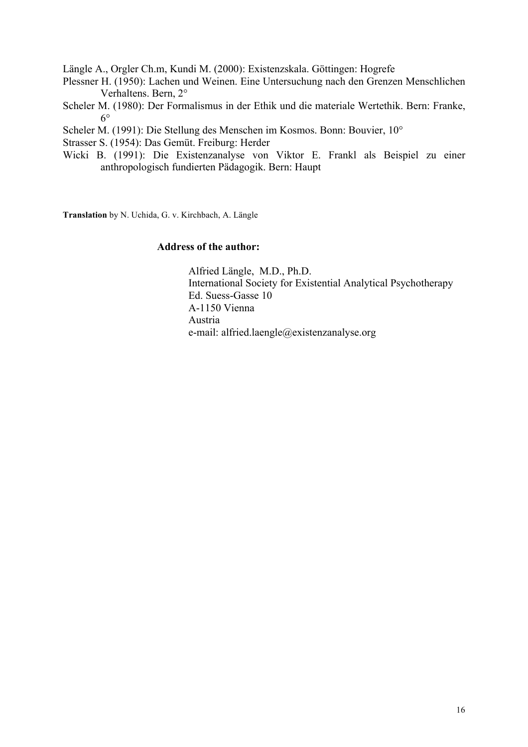Längle A., Orgler Ch.m, Kundi M. (2000): Existenzskala. Göttingen: Hogrefe

Plessner H. (1950): Lachen und Weinen. Eine Untersuchung nach den Grenzen Menschlichen Verhaltens. Bern, 2°

Scheler M. (1980): Der Formalismus in der Ethik und die materiale Wertethik. Bern: Franke, 6°

Scheler M. (1991): Die Stellung des Menschen im Kosmos. Bonn: Bouvier, 10°

Strasser S. (1954): Das Gemüt. Freiburg: Herder

Wicki B. (1991): Die Existenzanalyse von Viktor E. Frankl als Beispiel zu einer anthropologisch fundierten Pädagogik. Bern: Haupt

**Translation** by N. Uchida, G. v. Kirchbach, A. Längle

**Address of the author:**

Alfried Längle, M.D., Ph.D.
International Society for Existential Analytical Psychotherapy
Ed. Suess-Gasse 10
A-1150 Vienna
Austria
e-mail: alfried.laengle@existenzanalyse.org